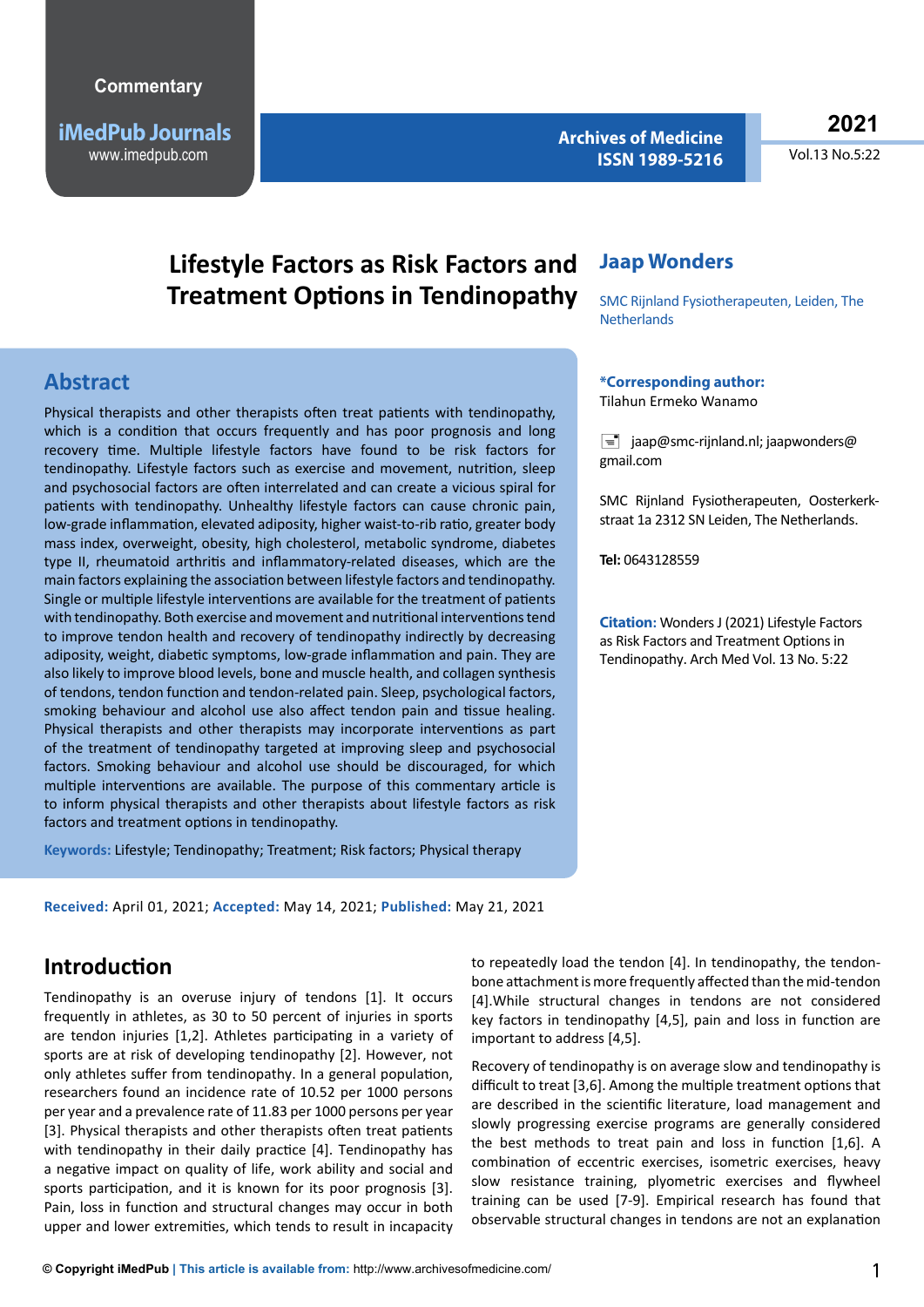Commentary

# Lifestyle Factors as Risk Factors and Treatment Options in Tendinopathy

**Jaap Wonders**

SMC Rijnland Fysiotherapeuten, Leiden, The Netherlands

**\*Corresponding author:** Tilahun Ermeko Wanamo

jaap@smc-rijnland.nl; jaapwonders@gmail.com

SMC Rijnland Fysiotherapeuten, Oosterkerk-straat 1a 2312 SN Leiden, The Netherlands.

**Tel:** 0643128559

**Citation:** Wonders J (2021) Lifestyle Factors as Risk Factors and Treatment Options in Tendinopathy. Arch Med Vol. 13 No. 5:22

## Abstract

Physical therapists and other therapists often treat patients with tendinopathy, which is a condition that occurs frequently and has poor prognosis and long recovery time. Multiple lifestyle factors have found to be risk factors for tendinopathy. Lifestyle factors such as exercise and movement, nutrition, sleep and psychosocial factors are often interrelated and can create a vicious spiral for patients with tendinopathy. Unhealthy lifestyle factors can cause chronic pain, low-grade inflammation, elevated adiposity, higher waist-to-rib ratio, greater body mass index, overweight, obesity, high cholesterol, metabolic syndrome, diabetes type II, rheumatoid arthritis and inflammatory-related diseases, which are the main factors explaining the association between lifestyle factors and tendinopathy. Single or multiple lifestyle interventions are available for the treatment of patients with tendinopathy. Both exercise and movement and nutritional interventions tend to improve tendon health and recovery of tendinopathy indirectly by decreasing adiposity, weight, diabetic symptoms, low-grade inflammation and pain. They are also likely to improve blood levels, bone and muscle health, and collagen synthesis of tendons, tendon function and tendon-related pain. Sleep, psychological factors, smoking behaviour and alcohol use also affect tendon pain and tissue healing. Physical therapists and other therapists may incorporate interventions as part of the treatment of tendinopathy targeted at improving sleep and psychosocial factors. Smoking behaviour and alcohol use should be discouraged, for which multiple interventions are available. The purpose of this commentary article is to inform physical therapists and other therapists about lifestyle factors as risk factors and treatment options in tendinopathy.

**Keywords:** Lifestyle; Tendinopathy; Treatment; Risk factors; Physical therapy

**Received:** April 01, 2021; **Accepted:** May 14, 2021; **Published:** May 21, 2021

## Introduction

Tendinopathy is an overuse injury of tendons [1]. It occurs frequently in athletes, as 30 to 50 percent of injuries in sports are tendon injuries [1,2]. Athletes participating in a variety of sports are at risk of developing tendinopathy [2]. However, not only athletes suffer from tendinopathy. In a general population, researchers found an incidence rate of 10.52 per 1000 persons per year and a prevalence rate of 11.83 per 1000 persons per year [3]. Physical therapists and other therapists often treat patients with tendinopathy in their daily practice [4]. Tendinopathy has a negative impact on quality of life, work ability and social and sports participation, and it is known for its poor prognosis [3]. Pain, loss in function and structural changes may occur in both upper and lower extremities, which tends to result in incapacity to repeatedly load the tendon [4]. In tendinopathy, the tendon-bone attachment is more frequently affected than the mid-tendon [4].While structural changes in tendons are not considered key factors in tendinopathy [4,5], pain and loss in function are important to address [4,5].

Recovery of tendinopathy is on average slow and tendinopathy is difficult to treat [3,6]. Among the multiple treatment options that are described in the scientific literature, load management and slowly progressing exercise programs are generally considered the best methods to treat pain and loss in function [1,6]. A combination of eccentric exercises, isometric exercises, heavy slow resistance training, plyometric exercises and flywheel training can be used [7-9]. Empirical research has found that observable structural changes in tendons are not an explanation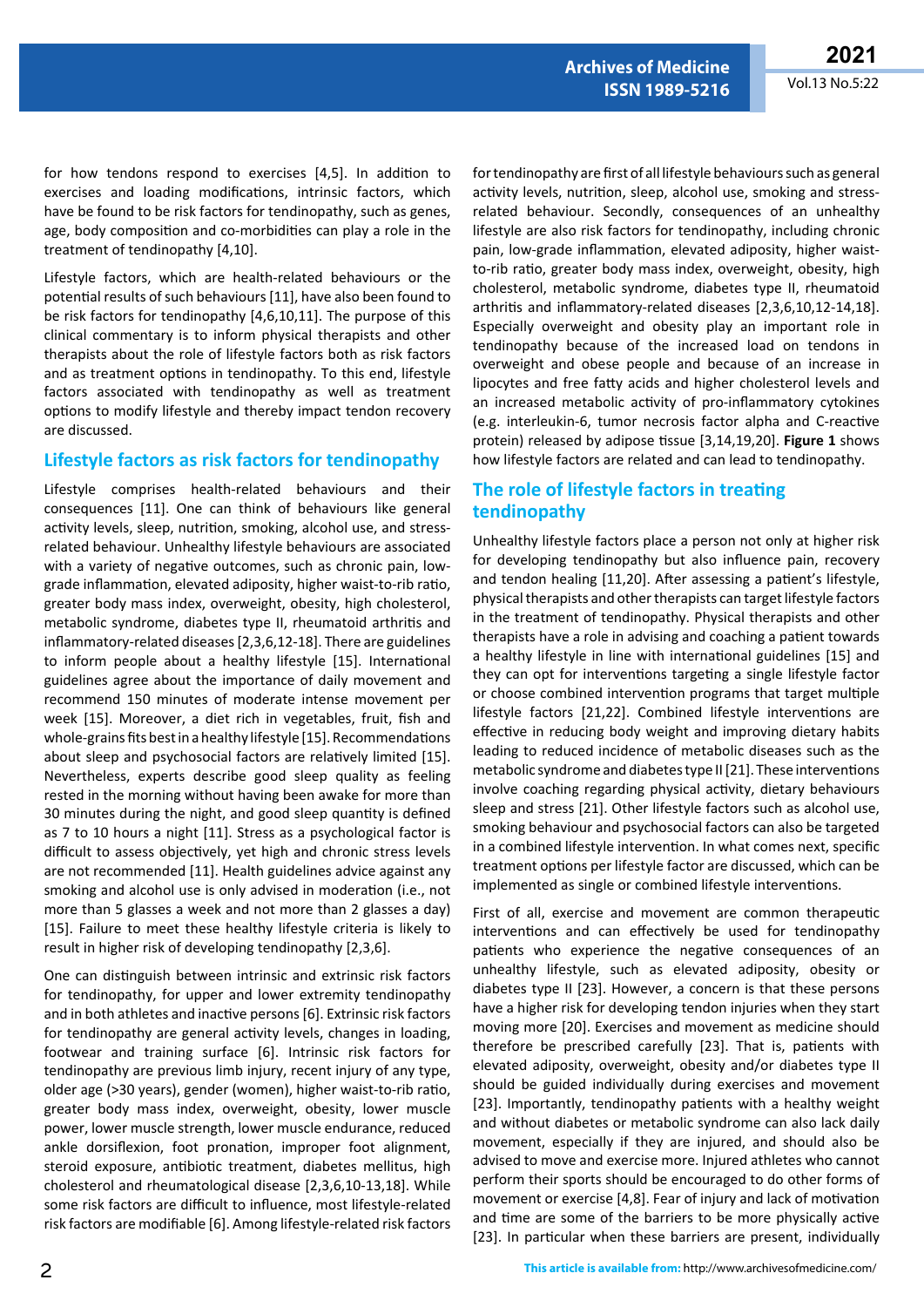for how tendons respond to exercises [4,5]. In addition to exercises and loading modifications, intrinsic factors, which have be found to be risk factors for tendinopathy, such as genes, age, body composition and co-morbidities can play a role in the treatment of tendinopathy [4,10].

Lifestyle factors, which are health-related behaviours or the potential results of such behaviours [11], have also been found to be risk factors for tendinopathy [4,6,10,11]. The purpose of this clinical commentary is to inform physical therapists and other therapists about the role of lifestyle factors both as risk factors and as treatment options in tendinopathy. To this end, lifestyle factors associated with tendinopathy as well as treatment options to modify lifestyle and thereby impact tendon recovery are discussed.

## Lifestyle factors as risk factors for tendinopathy

Lifestyle comprises health-related behaviours and their consequences [11]. One can think of behaviours like general activity levels, sleep, nutrition, smoking, alcohol use, and stress-related behaviour. Unhealthy lifestyle behaviours are associated with a variety of negative outcomes, such as chronic pain, low-grade inflammation, elevated adiposity, higher waist-to-rib ratio, greater body mass index, overweight, obesity, high cholesterol, metabolic syndrome, diabetes type II, rheumatoid arthritis and inflammatory-related diseases [2,3,6,12-18]. There are guidelines to inform people about a healthy lifestyle [15]. International guidelines agree about the importance of daily movement and recommend 150 minutes of moderate intense movement per week [15]. Moreover, a diet rich in vegetables, fruit, fish and whole-grains fits best in a healthy lifestyle [15]. Recommendations about sleep and psychosocial factors are relatively limited [15]. Nevertheless, experts describe good sleep quality as feeling rested in the morning without having been awake for more than 30 minutes during the night, and good sleep quantity is defined as 7 to 10 hours a night [11]. Stress as a psychological factor is difficult to assess objectively, yet high and chronic stress levels are not recommended [11]. Health guidelines advice against any smoking and alcohol use is only advised in moderation (i.e., not more than 5 glasses a week and not more than 2 glasses a day) [15]. Failure to meet these healthy lifestyle criteria is likely to result in higher risk of developing tendinopathy [2,3,6].

One can distinguish between intrinsic and extrinsic risk factors for tendinopathy, for upper and lower extremity tendinopathy and in both athletes and inactive persons [6]. Extrinsic risk factors for tendinopathy are general activity levels, changes in loading, footwear and training surface [6]. Intrinsic risk factors for tendinopathy are previous limb injury, recent injury of any type, older age (>30 years), gender (women), higher waist-to-rib ratio, greater body mass index, overweight, obesity, lower muscle power, lower muscle strength, lower muscle endurance, reduced ankle dorsiflexion, foot pronation, improper foot alignment, steroid exposure, antibiotic treatment, diabetes mellitus, high cholesterol and rheumatological disease [2,3,6,10-13,18]. While some risk factors are difficult to influence, most lifestyle-related risk factors are modifiable [6]. Among lifestyle-related risk factors for tendinopathy are first of all lifestyle behaviours such as general activity levels, nutrition, sleep, alcohol use, smoking and stress-related behaviour. Secondly, consequences of an unhealthy lifestyle are also risk factors for tendinopathy, including chronic pain, low-grade inflammation, elevated adiposity, higher waist-to-rib ratio, greater body mass index, overweight, obesity, high cholesterol, metabolic syndrome, diabetes type II, rheumatoid arthritis and inflammatory-related diseases [2,3,6,10,12-14,18]. Especially overweight and obesity play an important role in tendinopathy because of the increased load on tendons in overweight and obese people and because of an increase in lipocytes and free fatty acids and higher cholesterol levels and an increased metabolic activity of pro-inflammatory cytokines (e.g. interleukin-6, tumor necrosis factor alpha and C-reactive protein) released by adipose tissue [3,14,19,20]. **Figure 1** shows how lifestyle factors are related and can lead to tendinopathy.

## The role of lifestyle factors in treating tendinopathy

Unhealthy lifestyle factors place a person not only at higher risk for developing tendinopathy but also influence pain, recovery and tendon healing [11,20]. After assessing a patient's lifestyle, physical therapists and other therapists can target lifestyle factors in the treatment of tendinopathy. Physical therapists and other therapists have a role in advising and coaching a patient towards a healthy lifestyle in line with international guidelines [15] and they can opt for interventions targeting a single lifestyle factor or choose combined intervention programs that target multiple lifestyle factors [21,22]. Combined lifestyle interventions are effective in reducing body weight and improving dietary habits leading to reduced incidence of metabolic diseases such as the metabolic syndrome and diabetes type II [21]. These interventions involve coaching regarding physical activity, dietary behaviours sleep and stress [21]. Other lifestyle factors such as alcohol use, smoking behaviour and psychosocial factors can also be targeted in a combined lifestyle intervention. In what comes next, specific treatment options per lifestyle factor are discussed, which can be implemented as single or combined lifestyle interventions.

First of all, exercise and movement are common therapeutic interventions and can effectively be used for tendinopathy patients who experience the negative consequences of an unhealthy lifestyle, such as elevated adiposity, obesity or diabetes type II [23]. However, a concern is that these persons have a higher risk for developing tendon injuries when they start moving more [20]. Exercises and movement as medicine should therefore be prescribed carefully [23]. That is, patients with elevated adiposity, overweight, obesity and/or diabetes type II should be guided individually during exercises and movement [23]. Importantly, tendinopathy patients with a healthy weight and without diabetes or metabolic syndrome can also lack daily movement, especially if they are injured, and should also be advised to move and exercise more. Injured athletes who cannot perform their sports should be encouraged to do other forms of movement or exercise [4,8]. Fear of injury and lack of motivation and time are some of the barriers to be more physically active [23]. In particular when these barriers are present, individually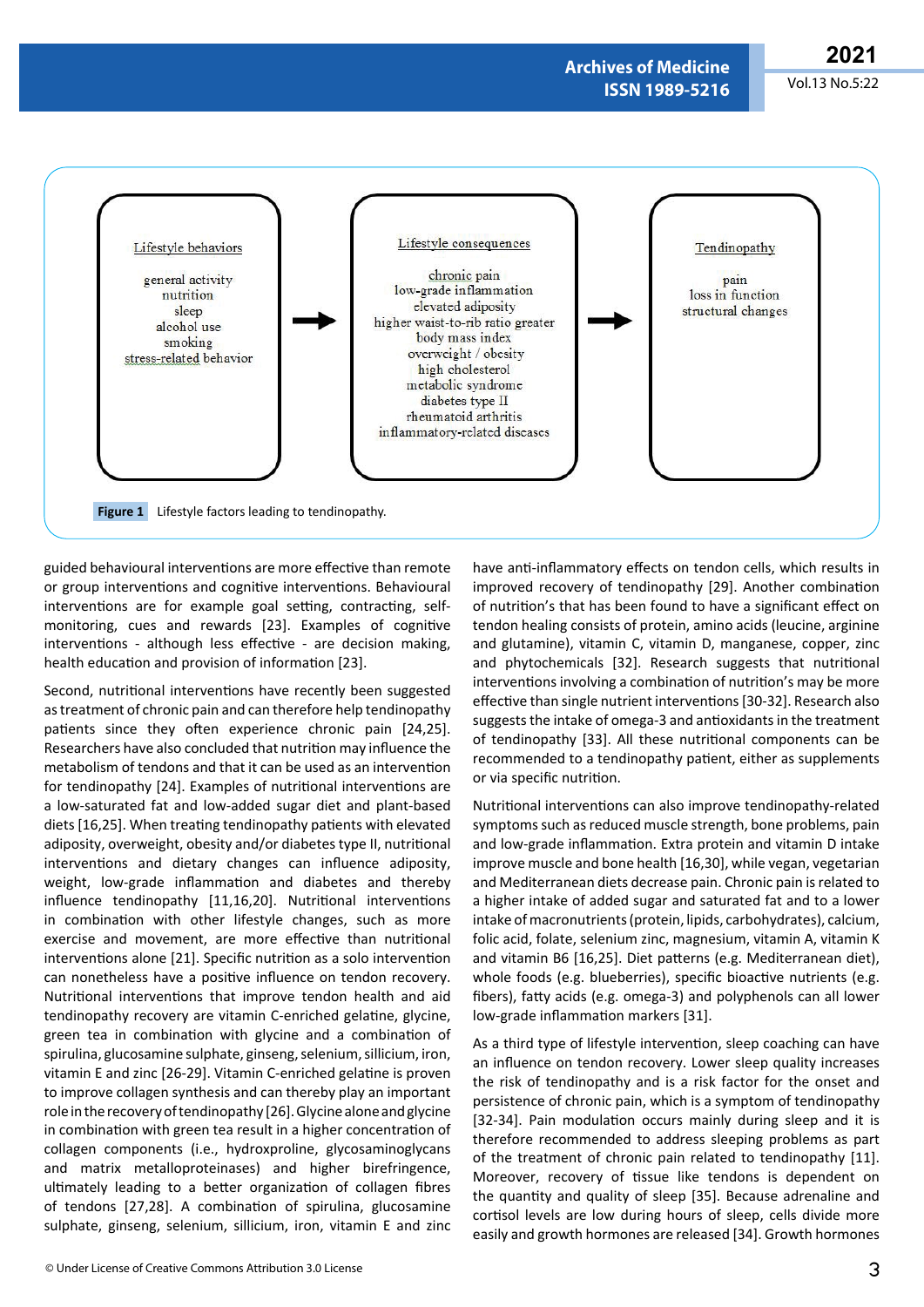Lifestyle behaviors

general activity
nutrition
sleep
alcohol use
smoking
stress-related behavior

→

Lifestyle consequences

chronic pain
low-grade inflammation
elevated adiposity
higher waist-to-rib ratio greater
body mass index
overweight / obesity
high cholesterol
metabolic syndrome
diabetes type II
rheumatoid arthritis
inflammatory-related diseases

→

Tendinopathy

pain
loss in function
structural changes

**Figure 1** Lifestyle factors leading to tendinopathy.

guided behavioural interventions are more effective than remote or group interventions and cognitive interventions. Behavioural interventions are for example goal setting, contracting, self-monitoring, cues and rewards [23]. Examples of cognitive interventions - although less effective - are decision making, health education and provision of information [23].

Second, nutritional interventions have recently been suggested as treatment of chronic pain and can therefore help tendinopathy patients since they often experience chronic pain [24,25]. Researchers have also concluded that nutrition may influence the metabolism of tendons and that it can be used as an intervention for tendinopathy [24]. Examples of nutritional interventions are a low-saturated fat and low-added sugar diet and plant-based diets [16,25]. When treating tendinopathy patients with elevated adiposity, overweight, obesity and/or diabetes type II, nutritional interventions and dietary changes can influence adiposity, weight, low-grade inflammation and diabetes and thereby influence tendinopathy [11,16,20]. Nutritional interventions in combination with other lifestyle changes, such as more exercise and movement, are more effective than nutritional interventions alone [21]. Specific nutrition as a solo intervention can nonetheless have a positive influence on tendon recovery. Nutritional interventions that improve tendon health and aid tendinopathy recovery are vitamin C-enriched gelatine, glycine, green tea in combination with glycine and a combination of spirulina, glucosamine sulphate, ginseng, selenium, sillicium, iron, vitamin E and zinc [26-29]. Vitamin C-enriched gelatine is proven to improve collagen synthesis and can thereby play an important role in the recovery of tendinopathy [26]. Glycine alone and glycine in combination with green tea result in a higher concentration of collagen components (i.e., hydroxproline, glycosaminoglycans and matrix metalloproteinases) and higher birefringence, ultimately leading to a better organization of collagen fibres of tendons [27,28]. A combination of spirulina, glucosamine sulphate, ginseng, selenium, sillicium, iron, vitamin E and zinc have anti-inflammatory effects on tendon cells, which results in improved recovery of tendinopathy [29]. Another combination of nutrition's that has been found to have a significant effect on tendon healing consists of protein, amino acids (leucine, arginine and glutamine), vitamin C, vitamin D, manganese, copper, zinc and phytochemicals [32]. Research suggests that nutritional interventions involving a combination of nutrition's may be more effective than single nutrient interventions [30-32]. Research also suggests the intake of omega-3 and antioxidants in the treatment of tendinopathy [33]. All these nutritional components can be recommended to a tendinopathy patient, either as supplements or via specific nutrition.

Nutritional interventions can also improve tendinopathy-related symptoms such as reduced muscle strength, bone problems, pain and low-grade inflammation. Extra protein and vitamin D intake improve muscle and bone health [16,30], while vegan, vegetarian and Mediterranean diets decrease pain. Chronic pain is related to a higher intake of added sugar and saturated fat and to a lower intake of macronutrients (protein, lipids, carbohydrates), calcium, folic acid, folate, selenium zinc, magnesium, vitamin A, vitamin K and vitamin B6 [16,25]. Diet patterns (e.g. Mediterranean diet), whole foods (e.g. blueberries), specific bioactive nutrients (e.g. fibers), fatty acids (e.g. omega-3) and polyphenols can all lower low-grade inflammation markers [31].

As a third type of lifestyle intervention, sleep coaching can have an influence on tendon recovery. Lower sleep quality increases the risk of tendinopathy and is a risk factor for the onset and persistence of chronic pain, which is a symptom of tendinopathy [32-34]. Pain modulation occurs mainly during sleep and it is therefore recommended to address sleeping problems as part of the treatment of chronic pain related to tendinopathy [11]. Moreover, recovery of tissue like tendons is dependent on the quantity and quality of sleep [35]. Because adrenaline and cortisol levels are low during hours of sleep, cells divide more easily and growth hormones are released [34]. Growth hormones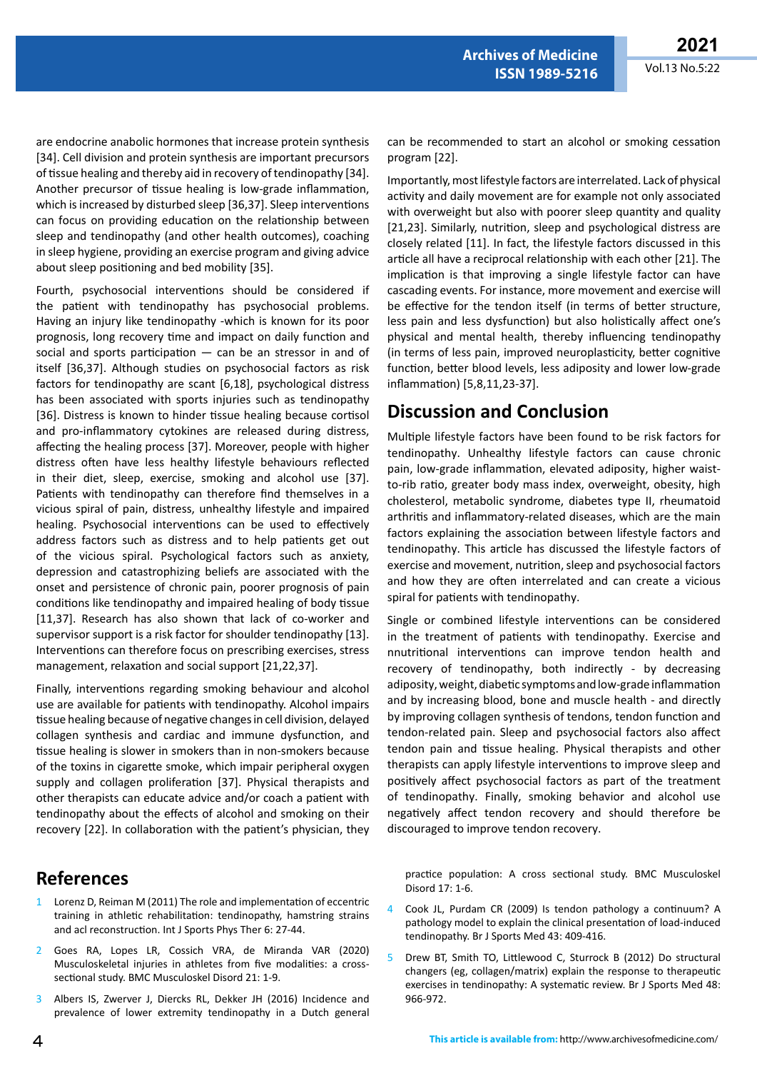are endocrine anabolic hormones that increase protein synthesis [34]. Cell division and protein synthesis are important precursors of tissue healing and thereby aid in recovery of tendinopathy [34]. Another precursor of tissue healing is low-grade inflammation, which is increased by disturbed sleep [36,37]. Sleep interventions can focus on providing education on the relationship between sleep and tendinopathy (and other health outcomes), coaching in sleep hygiene, providing an exercise program and giving advice about sleep positioning and bed mobility [35].

Fourth, psychosocial interventions should be considered if the patient with tendinopathy has psychosocial problems. Having an injury like tendinopathy -which is known for its poor prognosis, long recovery time and impact on daily function and social and sports participation — can be an stressor in and of itself [36,37]. Although studies on psychosocial factors as risk factors for tendinopathy are scant [6,18], psychological distress has been associated with sports injuries such as tendinopathy [36]. Distress is known to hinder tissue healing because cortisol and pro-inflammatory cytokines are released during distress, affecting the healing process [37]. Moreover, people with higher distress often have less healthy lifestyle behaviours reflected in their diet, sleep, exercise, smoking and alcohol use [37]. Patients with tendinopathy can therefore find themselves in a vicious spiral of pain, distress, unhealthy lifestyle and impaired healing. Psychosocial interventions can be used to effectively address factors such as distress and to help patients get out of the vicious spiral. Psychological factors such as anxiety, depression and catastrophizing beliefs are associated with the onset and persistence of chronic pain, poorer prognosis of pain conditions like tendinopathy and impaired healing of body tissue [11,37]. Research has also shown that lack of co-worker and supervisor support is a risk factor for shoulder tendinopathy [13]. Interventions can therefore focus on prescribing exercises, stress management, relaxation and social support [21,22,37].

Finally, interventions regarding smoking behaviour and alcohol use are available for patients with tendinopathy. Alcohol impairs tissue healing because of negative changes in cell division, delayed collagen synthesis and cardiac and immune dysfunction, and tissue healing is slower in smokers than in non-smokers because of the toxins in cigarette smoke, which impair peripheral oxygen supply and collagen proliferation [37]. Physical therapists and other therapists can educate advice and/or coach a patient with tendinopathy about the effects of alcohol and smoking on their recovery [22]. In collaboration with the patient's physician, they can be recommended to start an alcohol or smoking cessation program [22].

Importantly, most lifestyle factors are interrelated. Lack of physical activity and daily movement are for example not only associated with overweight but also with poorer sleep quantity and quality [21,23]. Similarly, nutrition, sleep and psychological distress are closely related [11]. In fact, the lifestyle factors discussed in this article all have a reciprocal relationship with each other [21]. The implication is that improving a single lifestyle factor can have cascading events. For instance, more movement and exercise will be effective for the tendon itself (in terms of better structure, less pain and less dysfunction) but also holistically affect one's physical and mental health, thereby influencing tendinopathy (in terms of less pain, improved neuroplasticity, better cognitive function, better blood levels, less adiposity and lower low-grade inflammation) [5,8,11,23-37].

## Discussion and Conclusion

Multiple lifestyle factors have been found to be risk factors for tendinopathy. Unhealthy lifestyle factors can cause chronic pain, low-grade inflammation, elevated adiposity, higher waist-to-rib ratio, greater body mass index, overweight, obesity, high cholesterol, metabolic syndrome, diabetes type II, rheumatoid arthritis and inflammatory-related diseases, which are the main factors explaining the association between lifestyle factors and tendinopathy. This article has discussed the lifestyle factors of exercise and movement, nutrition, sleep and psychosocial factors and how they are often interrelated and can create a vicious spiral for patients with tendinopathy.

Single or combined lifestyle interventions can be considered in the treatment of patients with tendinopathy. Exercise and nnutritional interventions can improve tendon health and recovery of tendinopathy, both indirectly - by decreasing adiposity, weight, diabetic symptoms and low-grade inflammation and by increasing blood, bone and muscle health - and directly by improving collagen synthesis of tendons, tendon function and tendon-related pain. Sleep and psychosocial factors also affect tendon pain and tissue healing. Physical therapists and other therapists can apply lifestyle interventions to improve sleep and positively affect psychosocial factors as part of the treatment of tendinopathy. Finally, smoking behavior and alcohol use negatively affect tendon recovery and should therefore be discouraged to improve tendon recovery.

## References

1. Lorenz D, Reiman M (2011) The role and implementation of eccentric training in athletic rehabilitation: tendinopathy, hamstring strains and acl reconstruction. Int J Sports Phys Ther 6: 27-44.
2. Goes RA, Lopes LR, Cossich VRA, de Miranda VAR (2020) Musculoskeletal injuries in athletes from five modalities: a cross-sectional study. BMC Musculoskel Disord 21: 1-9.
3. Albers IS, Zwerver J, Diercks RL, Dekker JH (2016) Incidence and prevalence of lower extremity tendinopathy in a Dutch general practice population: A cross sectional study. BMC Musculoskel Disord 17: 1-6.
4. Cook JL, Purdam CR (2009) Is tendon pathology a continuum? A pathology model to explain the clinical presentation of load-induced tendinopathy. Br J Sports Med 43: 409-416.
5. Drew BT, Smith TO, Littlewood C, Sturrock B (2012) Do structural changes (eg, collagen/matrix) explain the response to therapeutic exercises in tendinopathy: A systematic review. Br J Sports Med 48: 966-972.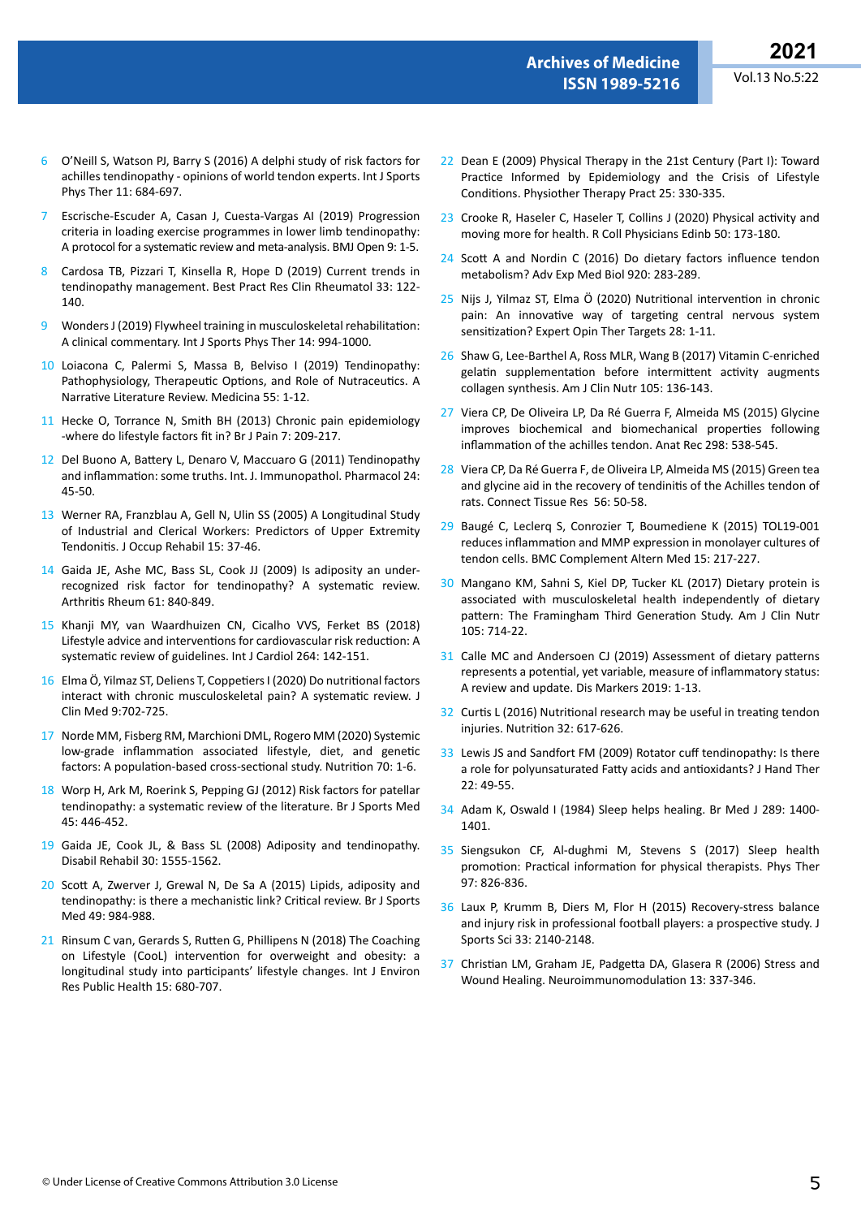6. O'Neill S, Watson PJ, Barry S (2016) A delphi study of risk factors for achilles tendinopathy - opinions of world tendon experts. Int J Sports Phys Ther 11: 684-697.
7. Escrische-Escuder A, Casan J, Cuesta-Vargas AI (2019) Progression criteria in loading exercise programmes in lower limb tendinopathy: A protocol for a systematic review and meta-analysis. BMJ Open 9: 1-5.
8. Cardosa TB, Pizzari T, Kinsella R, Hope D (2019) Current trends in tendinopathy management. Best Pract Res Clin Rheumatol 33: 122-140.
9. Wonders J (2019) Flywheel training in musculoskeletal rehabilitation: A clinical commentary. Int J Sports Phys Ther 14: 994-1000.
10. Loiacona C, Palermi S, Massa B, Belviso I (2019) Tendinopathy: Pathophysiology, Therapeutic Options, and Role of Nutraceutics. A Narrative Literature Review. Medicina 55: 1-12.
11. Hecke O, Torrance N, Smith BH (2013) Chronic pain epidemiology -where do lifestyle factors fit in? Br J Pain 7: 209-217.
12. Del Buono A, Battery L, Denaro V, Maccuaro G (2011) Tendinopathy and inflammation: some truths. Int. J. Immunopathol. Pharmacol 24: 45-50.
13. Werner RA, Franzblau A, Gell N, Ulin SS (2005) A Longitudinal Study of Industrial and Clerical Workers: Predictors of Upper Extremity Tendonitis. J Occup Rehabil 15: 37-46.
14. Gaida JE, Ashe MC, Bass SL, Cook JJ (2009) Is adiposity an under-recognized risk factor for tendinopathy? A systematic review. Arthritis Rheum 61: 840-849.
15. Khanji MY, van Waardhuizen CN, Cicalho VVS, Ferket BS (2018) Lifestyle advice and interventions for cardiovascular risk reduction: A systematic review of guidelines. Int J Cardiol 264: 142-151.
16. Elma Ö, Yilmaz ST, Deliens T, Coppetiers I (2020) Do nutritional factors interact with chronic musculoskeletal pain? A systematic review. J Clin Med 9:702-725.
17. Norde MM, Fisberg RM, Marchioni DML, Rogero MM (2020) Systemic low-grade inflammation associated lifestyle, diet, and genetic factors: A population-based cross-sectional study. Nutrition 70: 1-6.
18. Worp H, Ark M, Roerink S, Pepping GJ (2012) Risk factors for patellar tendinopathy: a systematic review of the literature. Br J Sports Med 45: 446-452.
19. Gaida JE, Cook JL, & Bass SL (2008) Adiposity and tendinopathy. Disabil Rehabil 30: 1555-1562.
20. Scott A, Zwerver J, Grewal N, De Sa A (2015) Lipids, adiposity and tendinopathy: is there a mechanistic link? Critical review. Br J Sports Med 49: 984-988.
21. Rinsum C van, Gerards S, Rutten G, Phillipens N (2018) The Coaching on Lifestyle (CooL) intervention for overweight and obesity: a longitudinal study into participants' lifestyle changes. Int J Environ Res Public Health 15: 680-707.
22. Dean E (2009) Physical Therapy in the 21st Century (Part I): Toward Practice Informed by Epidemiology and the Crisis of Lifestyle Conditions. Physiother Therapy Pract 25: 330-335.
23. Crooke R, Haseler C, Haseler T, Collins J (2020) Physical activity and moving more for health. R Coll Physicians Edinb 50: 173-180.
24. Scott A and Nordin C (2016) Do dietary factors influence tendon metabolism? Adv Exp Med Biol 920: 283-289.
25. Nijs J, Yilmaz ST, Elma Ö (2020) Nutritional intervention in chronic pain: An innovative way of targeting central nervous system sensitization? Expert Opin Ther Targets 28: 1-11.
26. Shaw G, Lee-Barthel A, Ross MLR, Wang B (2017) Vitamin C-enriched gelatin supplementation before intermittent activity augments collagen synthesis. Am J Clin Nutr 105: 136-143.
27. Viera CP, De Oliveira LP, Da Ré Guerra F, Almeida MS (2015) Glycine improves biochemical and biomechanical properties following inflammation of the achilles tendon. Anat Rec 298: 538-545.
28. Viera CP, Da Ré Guerra F, de Oliveira LP, Almeida MS (2015) Green tea and glycine aid in the recovery of tendinitis of the Achilles tendon of rats. Connect Tissue Res 56: 50-58.
29. Baugé C, Leclerq S, Conrozier T, Boumediene K (2015) TOL19-001 reduces inflammation and MMP expression in monolayer cultures of tendon cells. BMC Complement Altern Med 15: 217-227.
30. Mangano KM, Sahni S, Kiel DP, Tucker KL (2017) Dietary protein is associated with musculoskeletal health independently of dietary pattern: The Framingham Third Generation Study. Am J Clin Nutr 105: 714-22.
31. Calle MC and Andersoen CJ (2019) Assessment of dietary patterns represents a potential, yet variable, measure of inflammatory status: A review and update. Dis Markers 2019: 1-13.
32. Curtis L (2016) Nutritional research may be useful in treating tendon injuries. Nutrition 32: 617-626.
33. Lewis JS and Sandfort FM (2009) Rotator cuff tendinopathy: Is there a role for polyunsaturated Fatty acids and antioxidants? J Hand Ther 22: 49-55.
34. Adam K, Oswald I (1984) Sleep helps healing. Br Med J 289: 1400-1401.
35. Siengsukon CF, Al-dughmi M, Stevens S (2017) Sleep health promotion: Practical information for physical therapists. Phys Ther 97: 826-836.
36. Laux P, Krumm B, Diers M, Flor H (2015) Recovery-stress balance and injury risk in professional football players: a prospective study. J Sports Sci 33: 2140-2148.
37. Christian LM, Graham JE, Padgetta DA, Glasera R (2006) Stress and Wound Healing. Neuroimmunomodulation 13: 337-346.

© Under License of Creative Commons Attribution 3.0 License